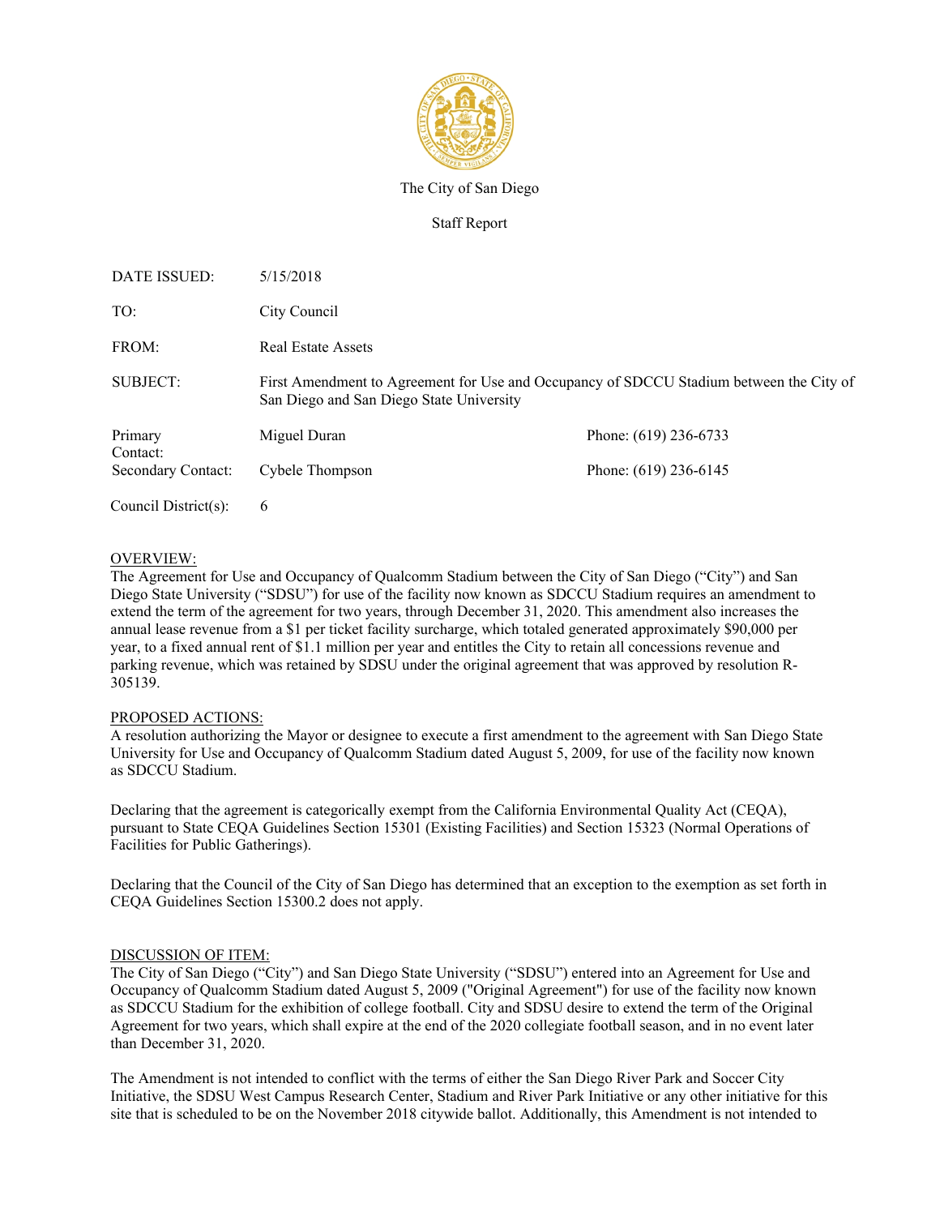The City of San Diego

Staff Report

| | | |
|---|---|---|
| DATE ISSUED: | 5/15/2018 | |
| TO: | City Council | |
| FROM: | Real Estate Assets | |
| SUBJECT: | First Amendment to Agreement for Use and Occupancy of SDCCU Stadium between the City of San Diego and San Diego State University | |
| Primary Contact: | Miguel Duran | Phone: (619) 236-6733 |
| Secondary Contact: | Cybele Thompson | Phone: (619) 236-6145 |
| Council District(s): | 6 | |

OVERVIEW:

The Agreement for Use and Occupancy of Qualcomm Stadium between the City of San Diego ("City") and San Diego State University ("SDSU") for use of the facility now known as SDCCU Stadium requires an amendment to extend the term of the agreement for two years, through December 31, 2020. This amendment also increases the annual lease revenue from a $1 per ticket facility surcharge, which totaled generated approximately $90,000 per year, to a fixed annual rent of $1.1 million per year and entitles the City to retain all concessions revenue and parking revenue, which was retained by SDSU under the original agreement that was approved by resolution R-305139.

PROPOSED ACTIONS:

A resolution authorizing the Mayor or designee to execute a first amendment to the agreement with San Diego State University for Use and Occupancy of Qualcomm Stadium dated August 5, 2009, for use of the facility now known as SDCCU Stadium.

Declaring that the agreement is categorically exempt from the California Environmental Quality Act (CEQA), pursuant to State CEQA Guidelines Section 15301 (Existing Facilities) and Section 15323 (Normal Operations of Facilities for Public Gatherings).

Declaring that the Council of the City of San Diego has determined that an exception to the exemption as set forth in CEQA Guidelines Section 15300.2 does not apply.

DISCUSSION OF ITEM:

The City of San Diego ("City") and San Diego State University ("SDSU") entered into an Agreement for Use and Occupancy of Qualcomm Stadium dated August 5, 2009 ("Original Agreement") for use of the facility now known as SDCCU Stadium for the exhibition of college football. City and SDSU desire to extend the term of the Original Agreement for two years, which shall expire at the end of the 2020 collegiate football season, and in no event later than December 31, 2020.

The Amendment is not intended to conflict with the terms of either the San Diego River Park and Soccer City Initiative, the SDSU West Campus Research Center, Stadium and River Park Initiative or any other initiative for this site that is scheduled to be on the November 2018 citywide ballot. Additionally, this Amendment is not intended to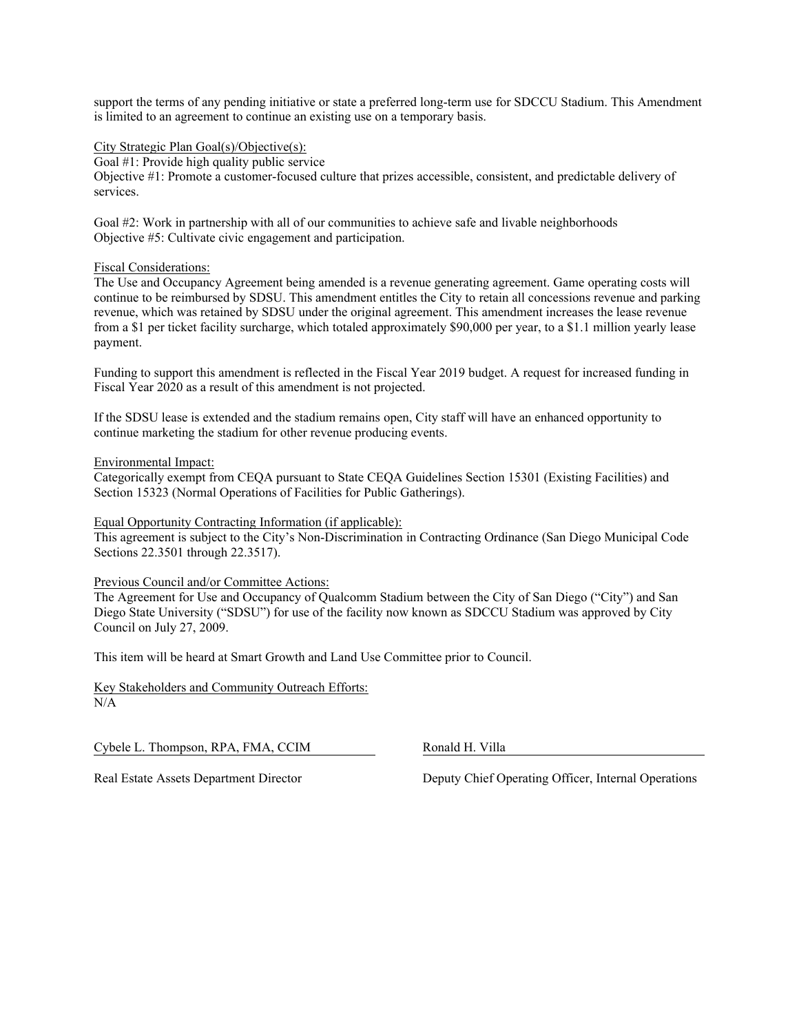support the terms of any pending initiative or state a preferred long-term use for SDCCU Stadium. This Amendment is limited to an agreement to continue an existing use on a temporary basis.

City Strategic Plan Goal(s)/Objective(s):

Goal #1: Provide high quality public service

Objective #1: Promote a customer-focused culture that prizes accessible, consistent, and predictable delivery of services.

Goal #2: Work in partnership with all of our communities to achieve safe and livable neighborhoods

Objective #5: Cultivate civic engagement and participation.

Fiscal Considerations:

The Use and Occupancy Agreement being amended is a revenue generating agreement. Game operating costs will continue to be reimbursed by SDSU. This amendment entitles the City to retain all concessions revenue and parking revenue, which was retained by SDSU under the original agreement. This amendment increases the lease revenue from a $1 per ticket facility surcharge, which totaled approximately $90,000 per year, to a $1.1 million yearly lease payment.

Funding to support this amendment is reflected in the Fiscal Year 2019 budget. A request for increased funding in Fiscal Year 2020 as a result of this amendment is not projected.

If the SDSU lease is extended and the stadium remains open, City staff will have an enhanced opportunity to continue marketing the stadium for other revenue producing events.

Environmental Impact:

Categorically exempt from CEQA pursuant to State CEQA Guidelines Section 15301 (Existing Facilities) and Section 15323 (Normal Operations of Facilities for Public Gatherings).

Equal Opportunity Contracting Information (if applicable):

This agreement is subject to the City's Non-Discrimination in Contracting Ordinance (San Diego Municipal Code Sections 22.3501 through 22.3517).

Previous Council and/or Committee Actions:

The Agreement for Use and Occupancy of Qualcomm Stadium between the City of San Diego ("City") and San Diego State University ("SDSU") for use of the facility now known as SDCCU Stadium was approved by City Council on July 27, 2009.

This item will be heard at Smart Growth and Land Use Committee prior to Council.

Key Stakeholders and Community Outreach Efforts:

N/A

Cybele L. Thompson, RPA, FMA, CCIM

Real Estate Assets Department Director

Ronald H. Villa

Deputy Chief Operating Officer, Internal Operations